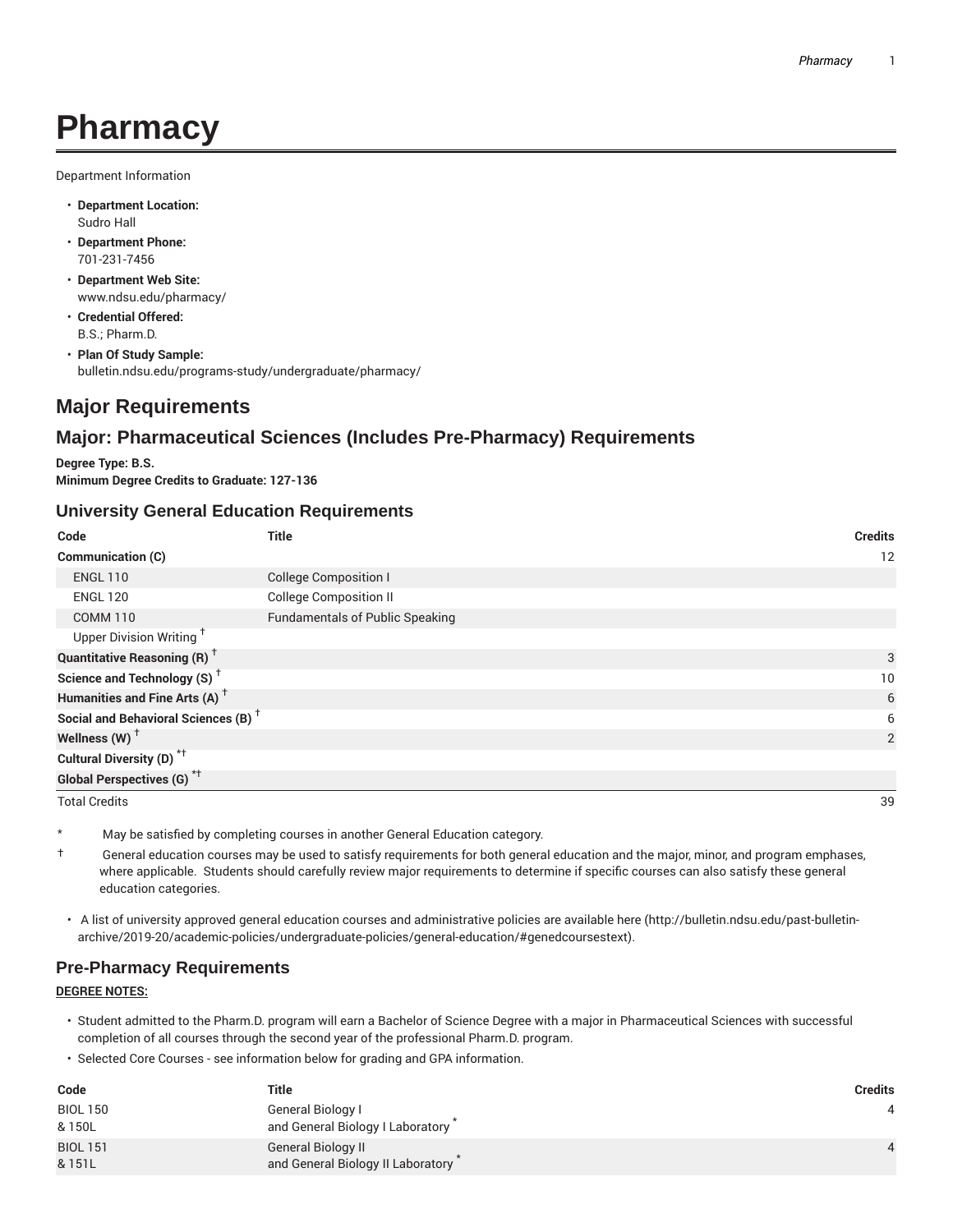# Pharmacy

Department Information

- **Department Location:**
  Sudro Hall
- **Department Phone:**
  701-231-7456
- **Department Web Site:**
  www.ndsu.edu/pharmacy/
- **Credential Offered:**
  B.S.; Pharm.D.
- **Plan Of Study Sample:**
  bulletin.ndsu.edu/programs-study/undergraduate/pharmacy/

## Major Requirements

## Major: Pharmaceutical Sciences (Includes Pre-Pharmacy) Requirements

**Degree Type: B.S.**
**Minimum Degree Credits to Graduate: 127-136**

### University General Education Requirements

| Code | Title | Credits |
|---|---|---|
| **Communication (C)** | | 12 |
| ENGL 110 | College Composition I | |
| ENGL 120 | College Composition II | |
| COMM 110 | Fundamentals of Public Speaking | |
| Upper Division Writing † | | |
| **Quantitative Reasoning (R)** † | | 3 |
| **Science and Technology (S)** † | | 10 |
| **Humanities and Fine Arts (A)** † | | 6 |
| **Social and Behavioral Sciences (B)** † | | 6 |
| **Wellness (W)** † | | 2 |
| **Cultural Diversity (D)** *† | | |
| **Global Perspectives (G)** *† | | |
| Total Credits | | 39 |

\* May be satisfied by completing courses in another General Education category.

† General education courses may be used to satisfy requirements for both general education and the major, minor, and program emphases, where applicable. Students should carefully review major requirements to determine if specific courses can also satisfy these general education categories.

- A list of university approved general education courses and administrative policies are available here (http://bulletin.ndsu.edu/past-bulletin-archive/2019-20/academic-policies/undergraduate-policies/general-education/#genedcoursestext).

### Pre-Pharmacy Requirements

**DEGREE NOTES:**

- Student admitted to the Pharm.D. program will earn a Bachelor of Science Degree with a major in Pharmaceutical Sciences with successful completion of all courses through the second year of the professional Pharm.D. program.
- Selected Core Courses - see information below for grading and GPA information.

| Code | Title | Credits |
|---|---|---|
| BIOL 150 & 150L | General Biology I and General Biology I Laboratory * | 4 |
| BIOL 151 & 151L | General Biology II and General Biology II Laboratory * | 4 |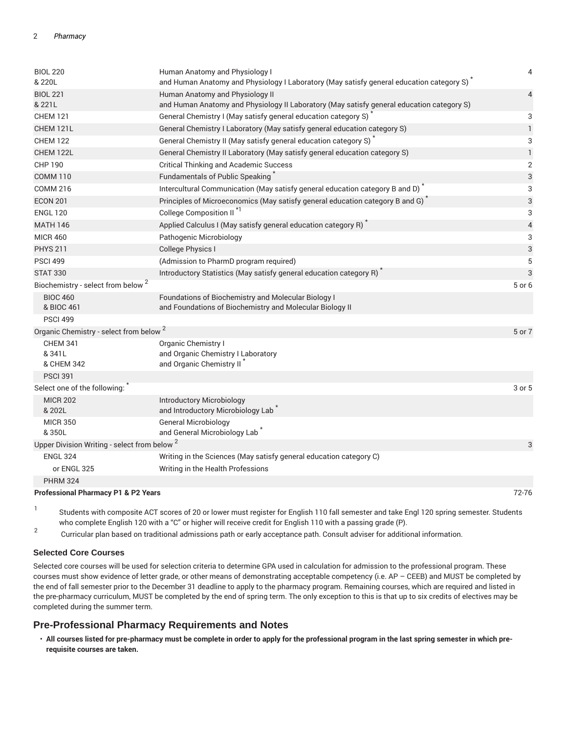| Course | Title | Credits |
| --- | --- | --- |
| BIOL 220<br>& 220L | Human Anatomy and Physiology I<br>and Human Anatomy and Physiology I Laboratory (May satisfy general education category S) * | 4 |
| BIOL 221<br>& 221L | Human Anatomy and Physiology II<br>and Human Anatomy and Physiology II Laboratory (May satisfy general education category S) | 4 |
| CHEM 121 | General Chemistry I (May satisfy general education category S) * | 3 |
| CHEM 121L | General Chemistry I Laboratory (May satisfy general education category S) | 1 |
| CHEM 122 | General Chemistry II (May satisfy general education category S) * | 3 |
| CHEM 122L | General Chemistry II Laboratory (May satisfy general education category S) | 1 |
| CHP 190 | Critical Thinking and Academic Success | 2 |
| COMM 110 | Fundamentals of Public Speaking * | 3 |
| COMM 216 | Intercultural Communication (May satisfy general education category B and D) * | 3 |
| ECON 201 | Principles of Microeconomics (May satisfy general education category B and G) * | 3 |
| ENGL 120 | College Composition II *[1] | 3 |
| MATH 146 | Applied Calculus I (May satisfy general education category R) * | 4 |
| MICR 460 | Pathogenic Microbiology | 3 |
| PHYS 211 | College Physics I | 3 |
| PSCI 499 | (Admission to PharmD program required) | 5 |
| STAT 330 | Introductory Statistics (May satisfy general education category R) * | 3 |
| Biochemistry - select from below [2] | | 5 or 6 |
| BIOC 460<br>& BIOC 461 | Foundations of Biochemistry and Molecular Biology I<br>and Foundations of Biochemistry and Molecular Biology II | |
| PSCI 499 | | |
| Organic Chemistry - select from below [2] | | 5 or 7 |
| CHEM 341<br>& 341L<br>& CHEM 342 | Organic Chemistry I<br>and Organic Chemistry I Laboratory<br>and Organic Chemistry II * | |
| PSCI 391 | | |
| Select one of the following: * | | 3 or 5 |
| MICR 202<br>& 202L | Introductory Microbiology<br>and Introductory Microbiology Lab * | |
| MICR 350<br>& 350L | General Microbiology<br>and General Microbiology Lab * | |
| Upper Division Writing - select from below [2] | | 3 |
| ENGL 324 | Writing in the Sciences (May satisfy general education category C) | |
| or ENGL 325 | Writing in the Health Professions | |
| PHRM 324 | | |
| **Professional Pharmacy P1 & P2 Years** | | 72-76 |

1. Students with composite ACT scores of 20 or lower must register for English 110 fall semester and take Engl 120 spring semester. Students who complete English 120 with a "C" or higher will receive credit for English 110 with a passing grade (P).
2. Curricular plan based on traditional admissions path or early acceptance path. Consult adviser for additional information.

### Selected Core Courses

Selected core courses will be used for selection criteria to determine GPA used in calculation for admission to the professional program. These courses must show evidence of letter grade, or other means of demonstrating acceptable competency (i.e. AP – CEEB) and MUST be completed by the end of fall semester prior to the December 31 deadline to apply to the pharmacy program. Remaining courses, which are required and listed in the pre-pharmacy curriculum, MUST be completed by the end of spring term. The only exception to this is that up to six credits of electives may be completed during the summer term.

## Pre-Professional Pharmacy Requirements and Notes

- **All courses listed for pre-pharmacy must be complete in order to apply for the professional program in the last spring semester in which pre-requisite courses are taken.**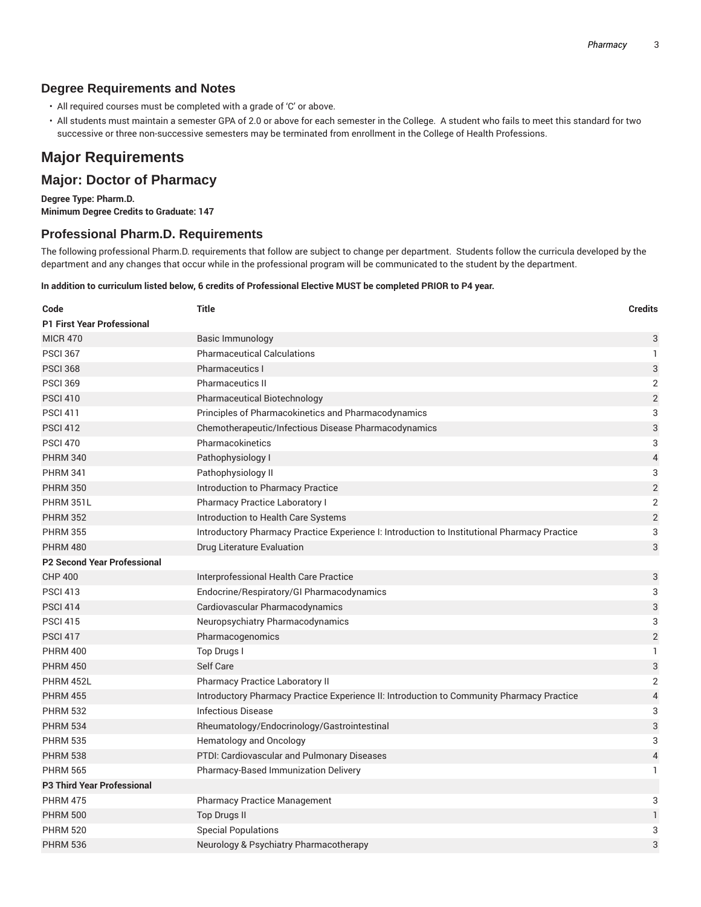### Degree Requirements and Notes

- All required courses must be completed with a grade of 'C' or above.
- All students must maintain a semester GPA of 2.0 or above for each semester in the College. A student who fails to meet this standard for two successive or three non-successive semesters may be terminated from enrollment in the College of Health Professions.

## Major Requirements

### Major: Doctor of Pharmacy

**Degree Type: Pharm.D.**
**Minimum Degree Credits to Graduate: 147**

### Professional Pharm.D. Requirements

The following professional Pharm.D. requirements that follow are subject to change per department. Students follow the curricula developed by the department and any changes that occur while in the professional program will be communicated to the student by the department.

**In addition to curriculum listed below, 6 credits of Professional Elective MUST be completed PRIOR to P4 year.**

| Code | Title | Credits |
|---|---|---|
| **P1 First Year Professional** | | |
| MICR 470 | Basic Immunology | 3 |
| PSCI 367 | Pharmaceutical Calculations | 1 |
| PSCI 368 | Pharmaceutics I | 3 |
| PSCI 369 | Pharmaceutics II | 2 |
| PSCI 410 | Pharmaceutical Biotechnology | 2 |
| PSCI 411 | Principles of Pharmacokinetics and Pharmacodynamics | 3 |
| PSCI 412 | Chemotherapeutic/Infectious Disease Pharmacodynamics | 3 |
| PSCI 470 | Pharmacokinetics | 3 |
| PHRM 340 | Pathophysiology I | 4 |
| PHRM 341 | Pathophysiology II | 3 |
| PHRM 350 | Introduction to Pharmacy Practice | 2 |
| PHRM 351L | Pharmacy Practice Laboratory I | 2 |
| PHRM 352 | Introduction to Health Care Systems | 2 |
| PHRM 355 | Introductory Pharmacy Practice Experience I: Introduction to Institutional Pharmacy Practice | 3 |
| PHRM 480 | Drug Literature Evaluation | 3 |
| **P2 Second Year Professional** | | |
| CHP 400 | Interprofessional Health Care Practice | 3 |
| PSCI 413 | Endocrine/Respiratory/GI Pharmacodynamics | 3 |
| PSCI 414 | Cardiovascular Pharmacodynamics | 3 |
| PSCI 415 | Neuropsychiatry Pharmacodynamics | 3 |
| PSCI 417 | Pharmacogenomics | 2 |
| PHRM 400 | Top Drugs I | 1 |
| PHRM 450 | Self Care | 3 |
| PHRM 452L | Pharmacy Practice Laboratory II | 2 |
| PHRM 455 | Introductory Pharmacy Practice Experience II: Introduction to Community Pharmacy Practice | 4 |
| PHRM 532 | Infectious Disease | 3 |
| PHRM 534 | Rheumatology/Endocrinology/Gastrointestinal | 3 |
| PHRM 535 | Hematology and Oncology | 3 |
| PHRM 538 | PTDI: Cardiovascular and Pulmonary Diseases | 4 |
| PHRM 565 | Pharmacy-Based Immunization Delivery | 1 |
| **P3 Third Year Professional** | | |
| PHRM 475 | Pharmacy Practice Management | 3 |
| PHRM 500 | Top Drugs II | 1 |
| PHRM 520 | Special Populations | 3 |
| PHRM 536 | Neurology & Psychiatry Pharmacotherapy | 3 |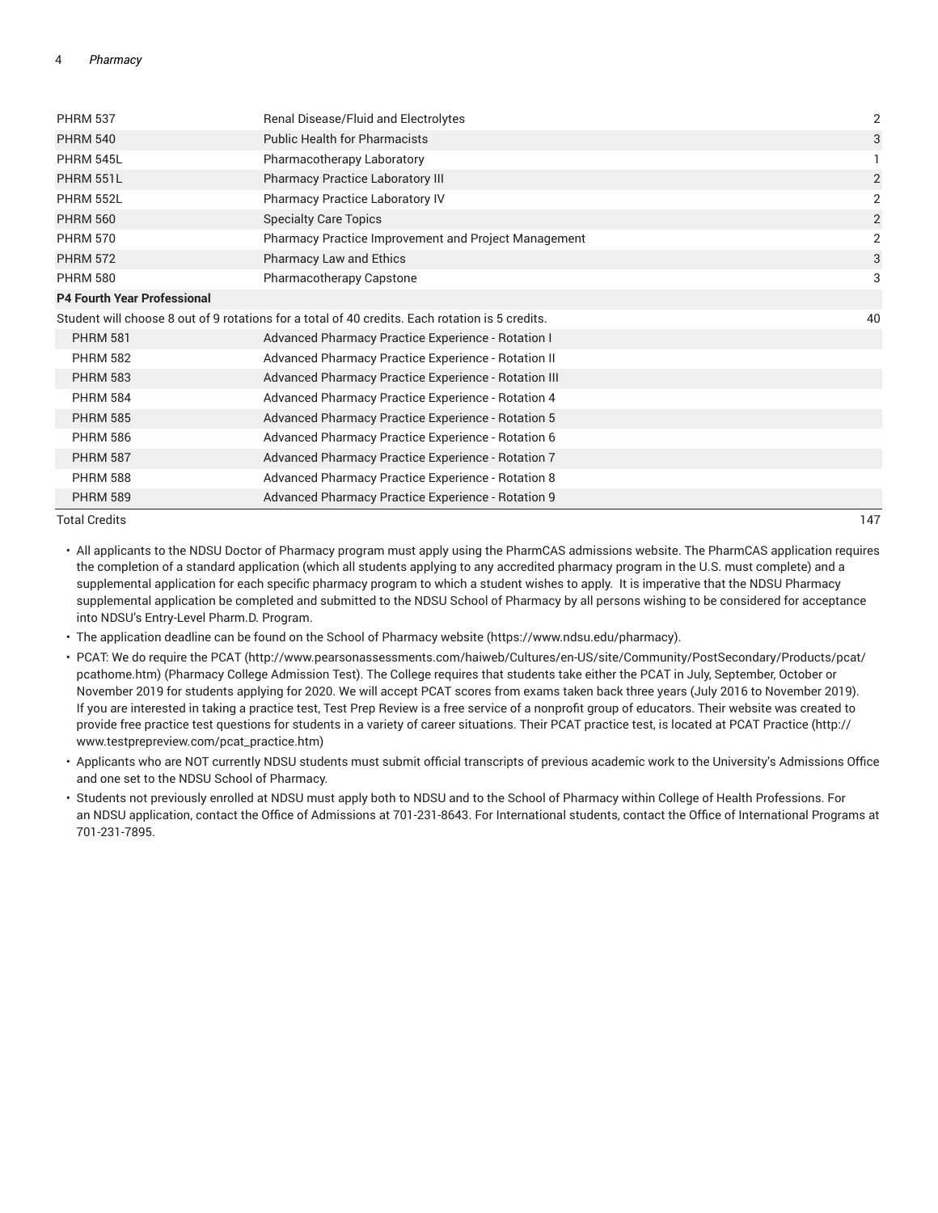| | | |
|---|---|---|
| PHRM 537 | Renal Disease/Fluid and Electrolytes | 2 |
| PHRM 540 | Public Health for Pharmacists | 3 |
| PHRM 545L | Pharmacotherapy Laboratory | 1 |
| PHRM 551L | Pharmacy Practice Laboratory III | 2 |
| PHRM 552L | Pharmacy Practice Laboratory IV | 2 |
| PHRM 560 | Specialty Care Topics | 2 |
| PHRM 570 | Pharmacy Practice Improvement and Project Management | 2 |
| PHRM 572 | Pharmacy Law and Ethics | 3 |
| PHRM 580 | Pharmacotherapy Capstone | 3 |
| **P4 Fourth Year Professional** | | |
| Student will choose 8 out of 9 rotations for a total of 40 credits. Each rotation is 5 credits. | | 40 |
| PHRM 581 | Advanced Pharmacy Practice Experience - Rotation I | |
| PHRM 582 | Advanced Pharmacy Practice Experience - Rotation II | |
| PHRM 583 | Advanced Pharmacy Practice Experience - Rotation III | |
| PHRM 584 | Advanced Pharmacy Practice Experience - Rotation 4 | |
| PHRM 585 | Advanced Pharmacy Practice Experience - Rotation 5 | |
| PHRM 586 | Advanced Pharmacy Practice Experience - Rotation 6 | |
| PHRM 587 | Advanced Pharmacy Practice Experience - Rotation 7 | |
| PHRM 588 | Advanced Pharmacy Practice Experience - Rotation 8 | |
| PHRM 589 | Advanced Pharmacy Practice Experience - Rotation 9 | |
| Total Credits | | 147 |

- All applicants to the NDSU Doctor of Pharmacy program must apply using the PharmCAS admissions website. The PharmCAS application requires the completion of a standard application (which all students applying to any accredited pharmacy program in the U.S. must complete) and a supplemental application for each specific pharmacy program to which a student wishes to apply. It is imperative that the NDSU Pharmacy supplemental application be completed and submitted to the NDSU School of Pharmacy by all persons wishing to be considered for acceptance into NDSU's Entry-Level Pharm.D. Program.
- The application deadline can be found on the School of Pharmacy website (https://www.ndsu.edu/pharmacy).
- PCAT: We do require the PCAT (http://www.pearsonassessments.com/haiweb/Cultures/en-US/site/Community/PostSecondary/Products/pcat/pcathome.htm) (Pharmacy College Admission Test). The College requires that students take either the PCAT in July, September, October or November 2019 for students applying for 2020. We will accept PCAT scores from exams taken back three years (July 2016 to November 2019). If you are interested in taking a practice test, Test Prep Review is a free service of a nonprofit group of educators. Their website was created to provide free practice test questions for students in a variety of career situations. Their PCAT practice test, is located at PCAT Practice (http://www.testprepreview.com/pcat_practice.htm)
- Applicants who are NOT currently NDSU students must submit official transcripts of previous academic work to the University's Admissions Office and one set to the NDSU School of Pharmacy.
- Students not previously enrolled at NDSU must apply both to NDSU and to the School of Pharmacy within College of Health Professions. For an NDSU application, contact the Office of Admissions at 701-231-8643. For International students, contact the Office of International Programs at 701-231-7895.